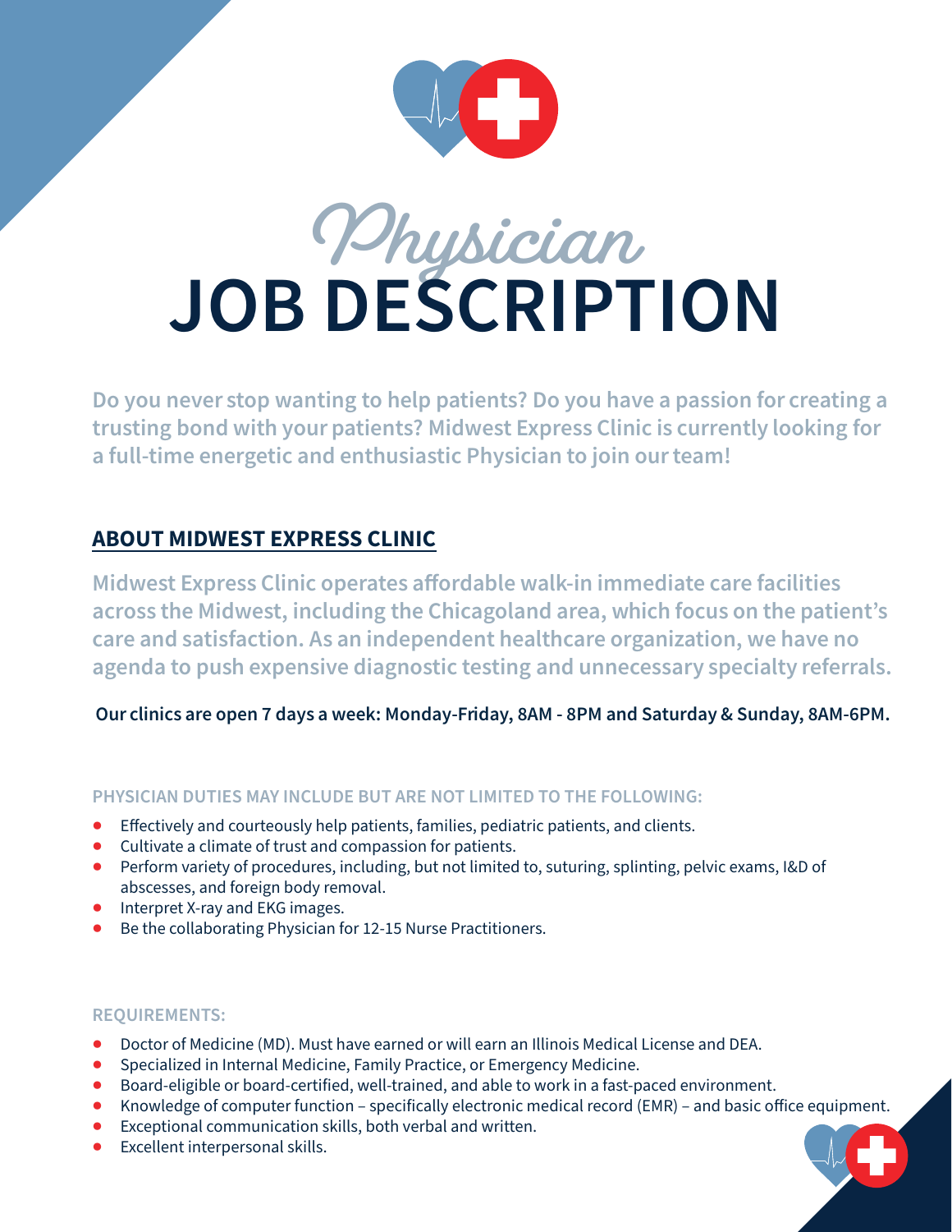# *Physician* JOB DESCRIPTION

**Do you never stop wanting to help patients? Do you have a passion for creating a trusting bond with your patients? Midwest Express Clinic is currently looking for a full-time energetic and enthusiastic Physician to join our team!**

## ABOUT MIDWEST EXPRESS CLINIC

**Midwest Express Clinic operates affordable walk-in immediate care facilities across the Midwest, including the Chicagoland area, which focus on the patient's care and satisfaction. As an independent healthcare organization, we have no agenda to push expensive diagnostic testing and unnecessary specialty referrals.**

**Our clinics are open 7 days a week: Monday-Friday, 8AM - 8PM and Saturday & Sunday, 8AM-6PM.**

### PHYSICIAN DUTIES MAY INCLUDE BUT ARE NOT LIMITED TO THE FOLLOWING:

- Effectively and courteously help patients, families, pediatric patients, and clients.
- Cultivate a climate of trust and compassion for patients.
- Perform variety of procedures, including, but not limited to, suturing, splinting, pelvic exams, I&D of abscesses, and foreign body removal.
- Interpret X-ray and EKG images.
- Be the collaborating Physician for 12-15 Nurse Practitioners.

### REQUIREMENTS:

- Doctor of Medicine (MD). Must have earned or will earn an Illinois Medical License and DEA.
- Specialized in Internal Medicine, Family Practice, or Emergency Medicine.
- Board-eligible or board-certified, well-trained, and able to work in a fast-paced environment.
- Knowledge of computer function – specifically electronic medical record (EMR) – and basic office equipment.
- Exceptional communication skills, both verbal and written.
- Excellent interpersonal skills.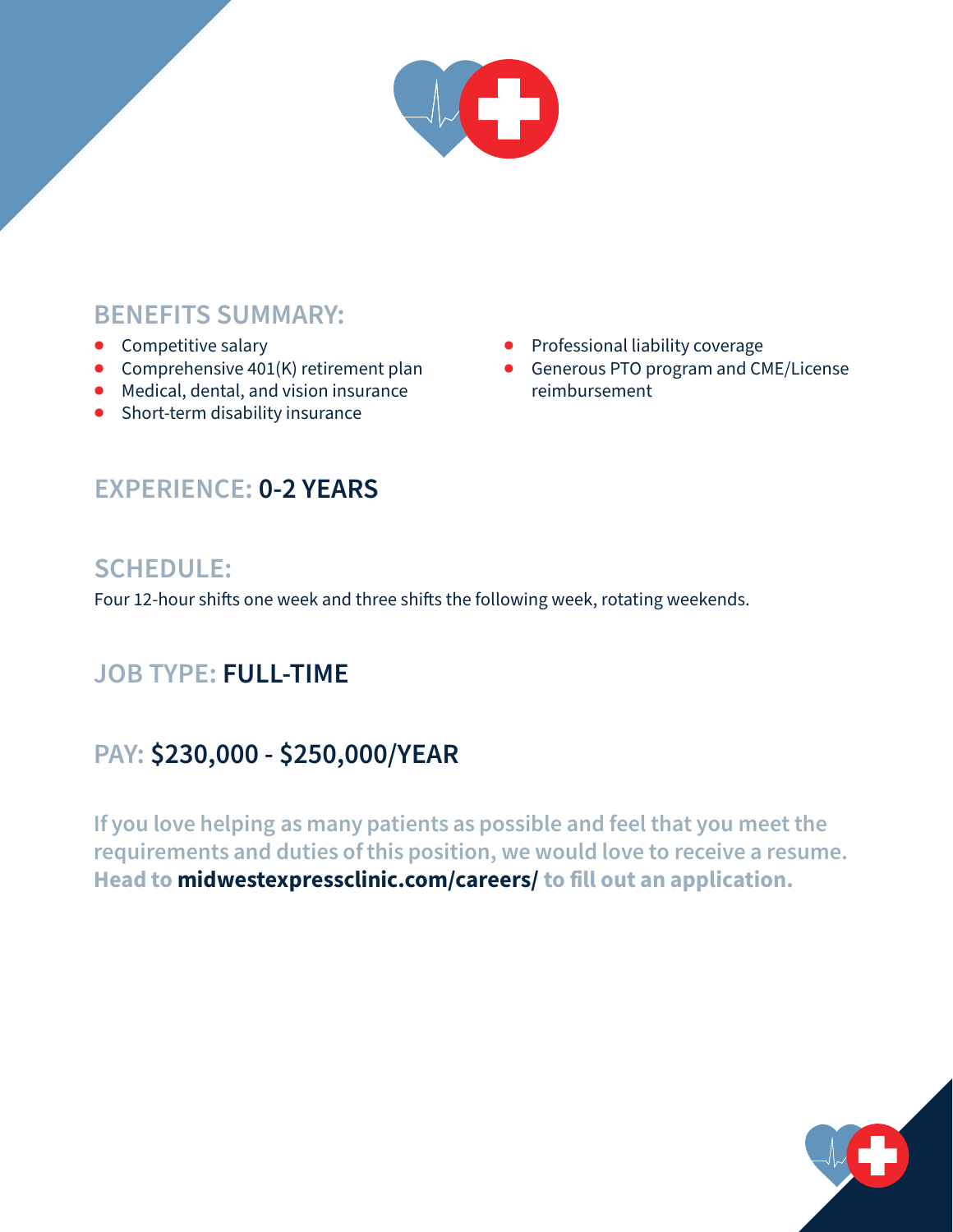## BENEFITS SUMMARY:

- Competitive salary
- Comprehensive 401(K) retirement plan
- Medical, dental, and vision insurance
- Short-term disability insurance
- Professional liability coverage
- Generous PTO program and CME/License reimbursement

## EXPERIENCE: **0-2 YEARS**

## SCHEDULE:

Four 12-hour shifts one week and three shifts the following week, rotating weekends.

## JOB TYPE: **FULL-TIME**

## PAY: **$230,000 - $250,000/YEAR**

**If you love helping as many patients as possible and feel that you meet the requirements and duties of this position, we would love to receive a resume. Head to midwestexpressclinic.com/careers/ to fill out an application.**